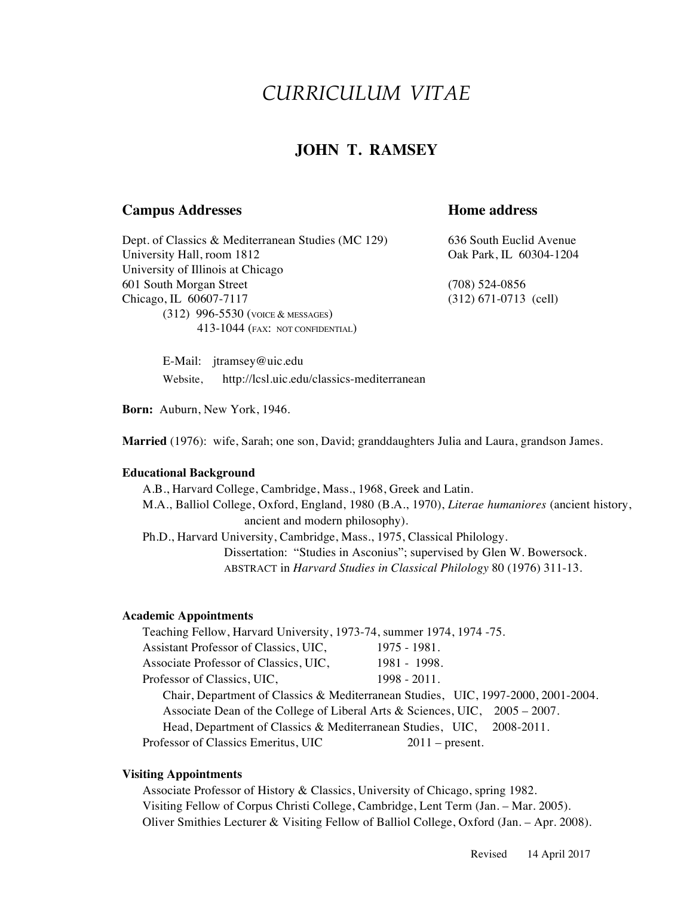# *CURRICULUM VITAE*

## JOHN T. RAMSEY

### Campus Addresses

Dept. of Classics & Mediterranean Studies (MC 129)
University Hall, room 1812
University of Illinois at Chicago
601 South Morgan Street
Chicago, IL 60607-7117
(312) 996-5530 (VOICE & MESSAGES)
413-1044 (FAX: NOT CONFIDENTIAL)

E-Mail: jtramsey@uic.edu
Website, http://lcsl.uic.edu/classics-mediterranean

### Home address

636 South Euclid Avenue
Oak Park, IL 60304-1204

(708) 524-0856
(312) 671-0713 (cell)

**Born:** Auburn, New York, 1946.

**Married** (1976): wife, Sarah; one son, David; granddaughters Julia and Laura, grandson James.

#### Educational Background

A.B., Harvard College, Cambridge, Mass., 1968, Greek and Latin.
M.A., Balliol College, Oxford, England, 1980 (B.A., 1970), *Literae humaniores* (ancient history, ancient and modern philosophy).
Ph.D., Harvard University, Cambridge, Mass., 1975, Classical Philology.
Dissertation: "Studies in Asconius"; supervised by Glen W. Bowersock.
ABSTRACT in *Harvard Studies in Classical Philology* 80 (1976) 311-13.

#### Academic Appointments

Teaching Fellow, Harvard University, 1973-74, summer 1974, 1974 -75.
Assistant Professor of Classics, UIC, 1975 - 1981.
Associate Professor of Classics, UIC, 1981 - 1998.
Professor of Classics, UIC, 1998 - 2011.
Chair, Department of Classics & Mediterranean Studies, UIC, 1997-2000, 2001-2004.
Associate Dean of the College of Liberal Arts & Sciences, UIC, 2005 – 2007.
Head, Department of Classics & Mediterranean Studies, UIC, 2008-2011.
Professor of Classics Emeritus, UIC 2011 – present.

#### Visiting Appointments

Associate Professor of History & Classics, University of Chicago, spring 1982.
Visiting Fellow of Corpus Christi College, Cambridge, Lent Term (Jan. – Mar. 2005).
Oliver Smithies Lecturer & Visiting Fellow of Balliol College, Oxford (Jan. – Apr. 2008).

Revised 14 April 2017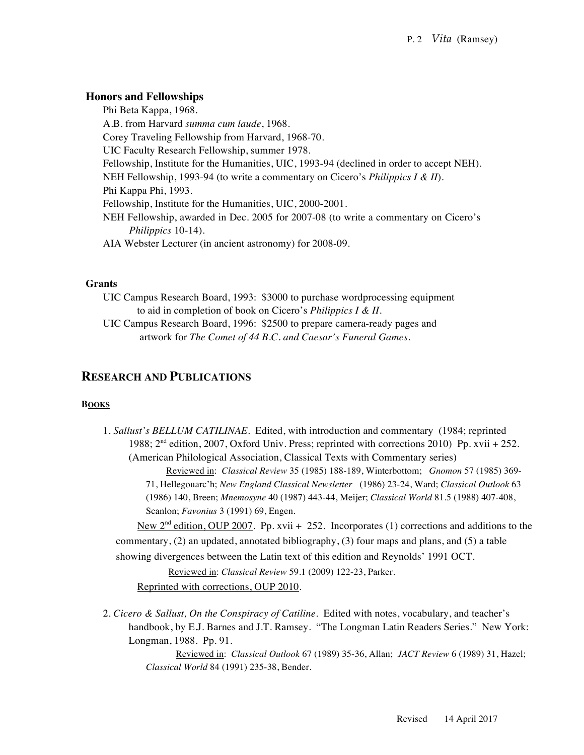## Honors and Fellowships

Phi Beta Kappa, 1968.
A.B. from Harvard *summa cum laude*, 1968.
Corey Traveling Fellowship from Harvard, 1968-70.
UIC Faculty Research Fellowship, summer 1978.
Fellowship, Institute for the Humanities, UIC, 1993-94 (declined in order to accept NEH).
NEH Fellowship, 1993-94 (to write a commentary on Cicero's *Philippics I & II*).
Phi Kappa Phi, 1993.
Fellowship, Institute for the Humanities, UIC, 2000-2001.
NEH Fellowship, awarded in Dec. 2005 for 2007-08 (to write a commentary on Cicero's *Philippics* 10-14).
AIA Webster Lecturer (in ancient astronomy) for 2008-09.

## Grants

UIC Campus Research Board, 1993: $3000 to purchase wordprocessing equipment to aid in completion of book on Cicero's *Philippics I & II*.
UIC Campus Research Board, 1996: $2500 to prepare camera-ready pages and artwork for *The Comet of 44 B.C. and Caesar's Funeral Games*.

# RESEARCH AND PUBLICATIONS

### BOOKS

1. *Sallust's BELLUM CATILINAE*. Edited, with introduction and commentary (1984; reprinted 1988; 2nd edition, 2007, Oxford Univ. Press; reprinted with corrections 2010) Pp. xvii + 252. (American Philological Association, Classical Texts with Commentary series)

   Reviewed in: *Classical Review* 35 (1985) 188-189, Winterbottom; *Gnomon* 57 (1985) 369-71, Hellegouarc'h; *New England Classical Newsletter* (1986) 23-24, Ward; *Classical Outlook* 63 (1986) 140, Breen; *Mnemosyne* 40 (1987) 443-44, Meijer; *Classical World* 81.5 (1988) 407-408, Scanlon; *Favonius* 3 (1991) 69, Engen.

   New 2nd edition, OUP 2007. Pp. xvii + 252. Incorporates (1) corrections and additions to the commentary, (2) an updated, annotated bibliography, (3) four maps and plans, and (5) a table showing divergences between the Latin text of this edition and Reynolds' 1991 OCT.

   Reviewed in: *Classical Review* 59.1 (2009) 122-23, Parker.

   Reprinted with corrections, OUP 2010.

2. *Cicero & Sallust, On the Conspiracy of Catiline*. Edited with notes, vocabulary, and teacher's handbook, by E.J. Barnes and J.T. Ramsey. "The Longman Latin Readers Series." New York: Longman, 1988. Pp. 91.

   Reviewed in: *Classical Outlook* 67 (1989) 35-36, Allan; *JACT Review* 6 (1989) 31, Hazel; *Classical World* 84 (1991) 235-38, Bender.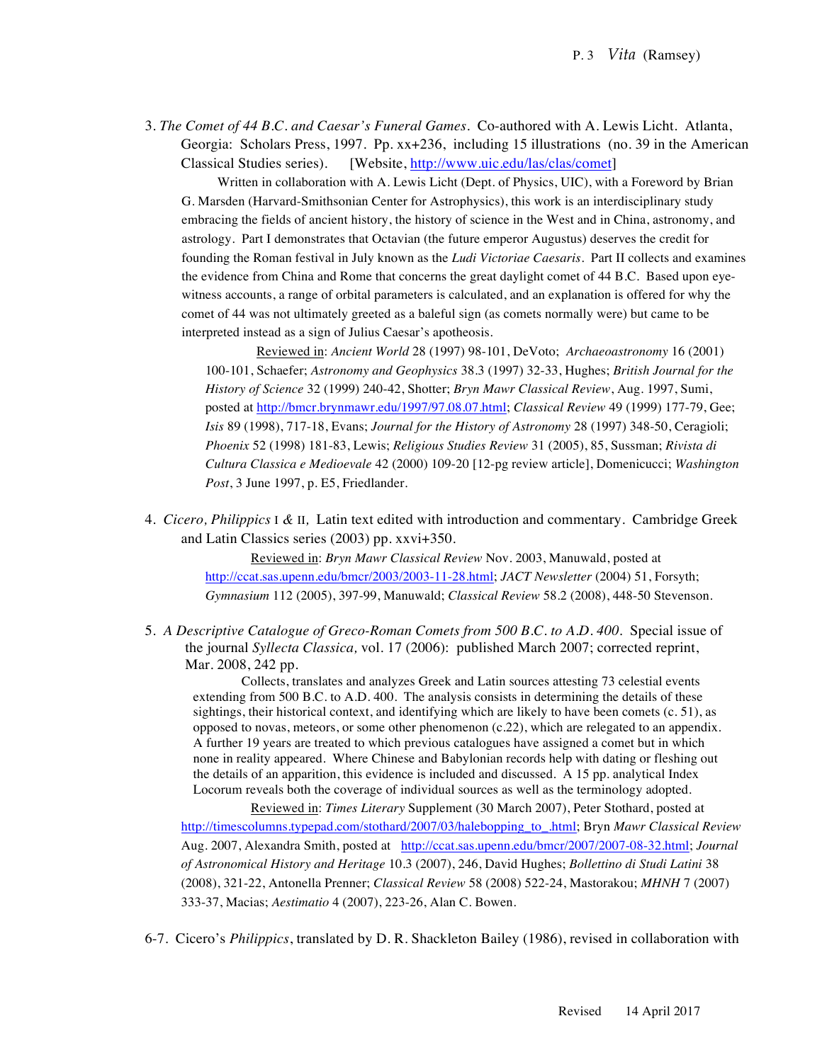3. *The Comet of 44 B.C. and Caesar's Funeral Games*. Co-authored with A. Lewis Licht. Atlanta, Georgia: Scholars Press, 1997. Pp. xx+236, including 15 illustrations (no. 39 in the American Classical Studies series). [Website, http://www.uic.edu/las/clas/comet]

   Written in collaboration with A. Lewis Licht (Dept. of Physics, UIC), with a Foreword by Brian G. Marsden (Harvard-Smithsonian Center for Astrophysics), this work is an interdisciplinary study embracing the fields of ancient history, the history of science in the West and in China, astronomy, and astrology. Part I demonstrates that Octavian (the future emperor Augustus) deserves the credit for founding the Roman festival in July known as the *Ludi Victoriae Caesaris*. Part II collects and examines the evidence from China and Rome that concerns the great daylight comet of 44 B.C. Based upon eye-witness accounts, a range of orbital parameters is calculated, and an explanation is offered for why the comet of 44 was not ultimately greeted as a baleful sign (as comets normally were) but came to be interpreted instead as a sign of Julius Caesar's apotheosis.

   Reviewed in: *Ancient World* 28 (1997) 98-101, DeVoto; *Archaeoastronomy* 16 (2001) 100-101, Schaefer; *Astronomy and Geophysics* 38.3 (1997) 32-33, Hughes; *British Journal for the History of Science* 32 (1999) 240-42, Shotter; *Bryn Mawr Classical Review*, Aug. 1997, Sumi, posted at http://bmcr.brynmawr.edu/1997/97.08.07.html; *Classical Review* 49 (1999) 177-79, Gee; *Isis* 89 (1998), 717-18, Evans; *Journal for the History of Astronomy* 28 (1997) 348-50, Ceragioli; *Phoenix* 52 (1998) 181-83, Lewis; *Religious Studies Review* 31 (2005), 85, Sussman; *Rivista di Cultura Classica e Medioevale* 42 (2000) 109-20 [12-pg review article], Domenicucci; *Washington Post*, 3 June 1997, p. E5, Friedlander.

4. *Cicero, Philippics* I & II, Latin text edited with introduction and commentary. Cambridge Greek and Latin Classics series (2003) pp. xxvi+350.

   Reviewed in: *Bryn Mawr Classical Review* Nov. 2003, Manuwald, posted at http://ccat.sas.upenn.edu/bmcr/2003/2003-11-28.html; *JACT Newsletter* (2004) 51, Forsyth; *Gymnasium* 112 (2005), 397-99, Manuwald; *Classical Review* 58.2 (2008), 448-50 Stevenson.

5. *A Descriptive Catalogue of Greco-Roman Comets from 500 B.C. to A.D. 400*. Special issue of the journal *Syllecta Classica,* vol. 17 (2006): published March 2007; corrected reprint, Mar. 2008, 242 pp.

   Collects, translates and analyzes Greek and Latin sources attesting 73 celestial events extending from 500 B.C. to A.D. 400. The analysis consists in determining the details of these sightings, their historical context, and identifying which are likely to have been comets (c. 51), as opposed to novas, meteors, or some other phenomenon (c.22), which are relegated to an appendix. A further 19 years are treated to which previous catalogues have assigned a comet but in which none in reality appeared. Where Chinese and Babylonian records help with dating or fleshing out the details of an apparition, this evidence is included and discussed. A 15 pp. analytical Index Locorum reveals both the coverage of individual sources as well as the terminology adopted.

   Reviewed in: *Times Literary* Supplement (30 March 2007), Peter Stothard, posted at http://timescolumns.typepad.com/stothard/2007/03/halebopping_to_.html; Bryn *Mawr Classical Review* Aug. 2007, Alexandra Smith, posted at http://ccat.sas.upenn.edu/bmcr/2007/2007-08-32.html; *Journal of Astronomical History and Heritage* 10.3 (2007), 246, David Hughes; *Bollettino di Studi Latini* 38 (2008), 321-22, Antonella Prenner; *Classical Review* 58 (2008) 522-24, Mastorakou; *MHNH* 7 (2007) 333-37, Macias; *Aestimatio* 4 (2007), 223-26, Alan C. Bowen.

6-7. Cicero's *Philippics*, translated by D. R. Shackleton Bailey (1986), revised in collaboration with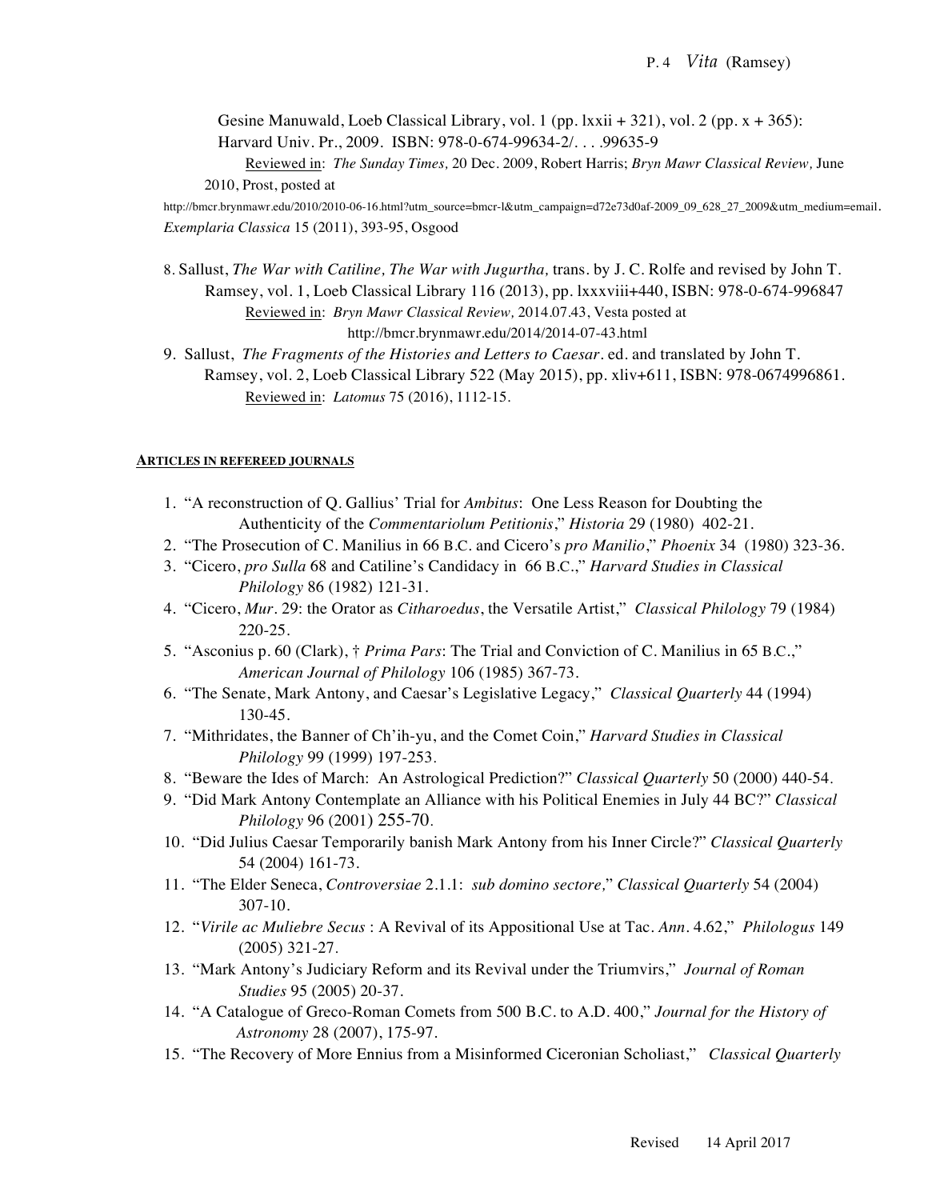Gesine Manuwald, Loeb Classical Library, vol. 1 (pp. lxxii + 321), vol. 2 (pp. x + 365): Harvard Univ. Pr., 2009. ISBN: 978-0-674-99634-2/. . . .99635-9

Reviewed in: *The Sunday Times,* 20 Dec. 2009, Robert Harris; *Bryn Mawr Classical Review,* June 2010, Prost, posted at http://bmcr.brynmawr.edu/2010/2010-06-16.html?utm_source=bmcr-l&utm_campaign=d72e73d0af-2009_09_628_27_2009&utm_medium=email. *Exemplaria Classica* 15 (2011), 393-95, Osgood

8. Sallust, *The War with Catiline, The War with Jugurtha,* trans. by J. C. Rolfe and revised by John T. Ramsey, vol. 1, Loeb Classical Library 116 (2013), pp. lxxxviii+440, ISBN: 978-0-674-996847

   Reviewed in: *Bryn Mawr Classical Review,* 2014.07.43, Vesta posted at http://bmcr.brynmawr.edu/2014/2014-07-43.html
9. Sallust, *The Fragments of the Histories and Letters to Caesar*. ed. and translated by John T. Ramsey, vol. 2, Loeb Classical Library 522 (May 2015), pp. xliv+611, ISBN: 978-0674996861.

   Reviewed in: *Latomus* 75 (2016), 1112-15.

**ARTICLES IN REFEREED JOURNALS**

1. "A reconstruction of Q. Gallius' Trial for *Ambitus*: One Less Reason for Doubting the Authenticity of the *Commentariolum Petitionis*," *Historia* 29 (1980) 402-21.
2. "The Prosecution of C. Manilius in 66 B.C. and Cicero's *pro Manilio*," *Phoenix* 34 (1980) 323-36.
3. "Cicero, *pro Sulla* 68 and Catiline's Candidacy in 66 B.C.," *Harvard Studies in Classical Philology* 86 (1982) 121-31.
4. "Cicero, *Mur*. 29: the Orator as *Citharoedus*, the Versatile Artist," *Classical Philology* 79 (1984) 220-25.
5. "Asconius p. 60 (Clark), † *Prima Pars*: The Trial and Conviction of C. Manilius in 65 B.C.," *American Journal of Philology* 106 (1985) 367-73.
6. "The Senate, Mark Antony, and Caesar's Legislative Legacy," *Classical Quarterly* 44 (1994) 130-45.
7. "Mithridates, the Banner of Ch'ih-yu, and the Comet Coin," *Harvard Studies in Classical Philology* 99 (1999) 197-253.
8. "Beware the Ides of March: An Astrological Prediction?" *Classical Quarterly* 50 (2000) 440-54.
9. "Did Mark Antony Contemplate an Alliance with his Political Enemies in July 44 BC?" *Classical Philology* 96 (2001) 255-70.
10. "Did Julius Caesar Temporarily banish Mark Antony from his Inner Circle?" *Classical Quarterly* 54 (2004) 161-73.
11. "The Elder Seneca, *Controversiae* 2.1.1: *sub domino sectore,*" *Classical Quarterly* 54 (2004) 307-10.
12. "*Virile ac Muliebre Secus* : A Revival of its Appositional Use at Tac. *Ann*. 4.62," *Philologus* 149 (2005) 321-27.
13. "Mark Antony's Judiciary Reform and its Revival under the Triumvirs," *Journal of Roman Studies* 95 (2005) 20-37.
14. "A Catalogue of Greco-Roman Comets from 500 B.C. to A.D. 400," *Journal for the History of Astronomy* 28 (2007), 175-97.
15. "The Recovery of More Ennius from a Misinformed Ciceronian Scholiast," *Classical Quarterly*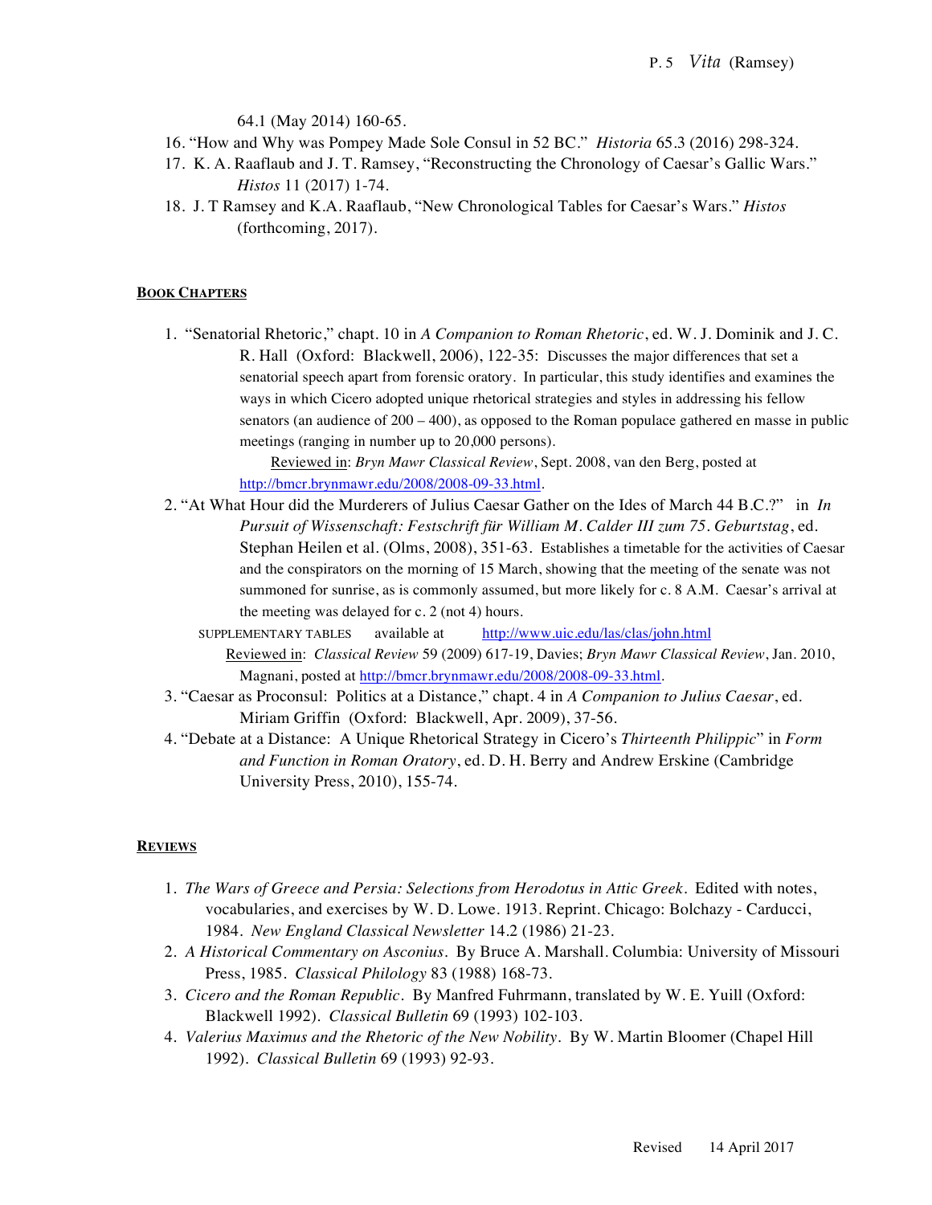64.1 (May 2014) 160-65.

16. "How and Why was Pompey Made Sole Consul in 52 BC." *Historia* 65.3 (2016) 298-324.
17. K. A. Raaflaub and J. T. Ramsey, "Reconstructing the Chronology of Caesar's Gallic Wars." *Histos* 11 (2017) 1-74.
18. J. T Ramsey and K.A. Raaflaub, "New Chronological Tables for Caesar's Wars." *Histos* (forthcoming, 2017).

**BOOK CHAPTERS**

1. "Senatorial Rhetoric," chapt. 10 in *A Companion to Roman Rhetoric*, ed. W. J. Dominik and J. C. R. Hall (Oxford: Blackwell, 2006), 122-35: Discusses the major differences that set a senatorial speech apart from forensic oratory. In particular, this study identifies and examines the ways in which Cicero adopted unique rhetorical strategies and styles in addressing his fellow senators (an audience of 200 – 400), as opposed to the Roman populace gathered en masse in public meetings (ranging in number up to 20,000 persons).

   Reviewed in: *Bryn Mawr Classical Review*, Sept. 2008, van den Berg, posted at http://bmcr.brynmawr.edu/2008/2008-09-33.html.
2. "At What Hour did the Murderers of Julius Caesar Gather on the Ides of March 44 B.C.?" in *In Pursuit of Wissenschaft: Festschrift für William M. Calder III zum 75. Geburtstag*, ed. Stephan Heilen et al. (Olms, 2008), 351-63. Establishes a timetable for the activities of Caesar and the conspirators on the morning of 15 March, showing that the meeting of the senate was not summoned for sunrise, as is commonly assumed, but more likely for c. 8 A.M. Caesar's arrival at the meeting was delayed for c. 2 (not 4) hours.

   SUPPLEMENTARY TABLES available at http://www.uic.edu/las/clas/john.html

   Reviewed in: *Classical Review* 59 (2009) 617-19, Davies; *Bryn Mawr Classical Review*, Jan. 2010, Magnani, posted at http://bmcr.brynmawr.edu/2008/2008-09-33.html.
3. "Caesar as Proconsul: Politics at a Distance," chapt. 4 in *A Companion to Julius Caesar*, ed. Miriam Griffin (Oxford: Blackwell, Apr. 2009), 37-56.
4. "Debate at a Distance: A Unique Rhetorical Strategy in Cicero's *Thirteenth Philippic*" in *Form and Function in Roman Oratory*, ed. D. H. Berry and Andrew Erskine (Cambridge University Press, 2010), 155-74.

**REVIEWS**

1. *The Wars of Greece and Persia: Selections from Herodotus in Attic Greek*. Edited with notes, vocabularies, and exercises by W. D. Lowe. 1913. Reprint. Chicago: Bolchazy - Carducci, 1984. *New England Classical Newsletter* 14.2 (1986) 21-23.
2. *A Historical Commentary on Asconius*. By Bruce A. Marshall. Columbia: University of Missouri Press, 1985. *Classical Philology* 83 (1988) 168-73.
3. *Cicero and the Roman Republic*. By Manfred Fuhrmann, translated by W. E. Yuill (Oxford: Blackwell 1992). *Classical Bulletin* 69 (1993) 102-103.
4. *Valerius Maximus and the Rhetoric of the New Nobility*. By W. Martin Bloomer (Chapel Hill 1992). *Classical Bulletin* 69 (1993) 92-93.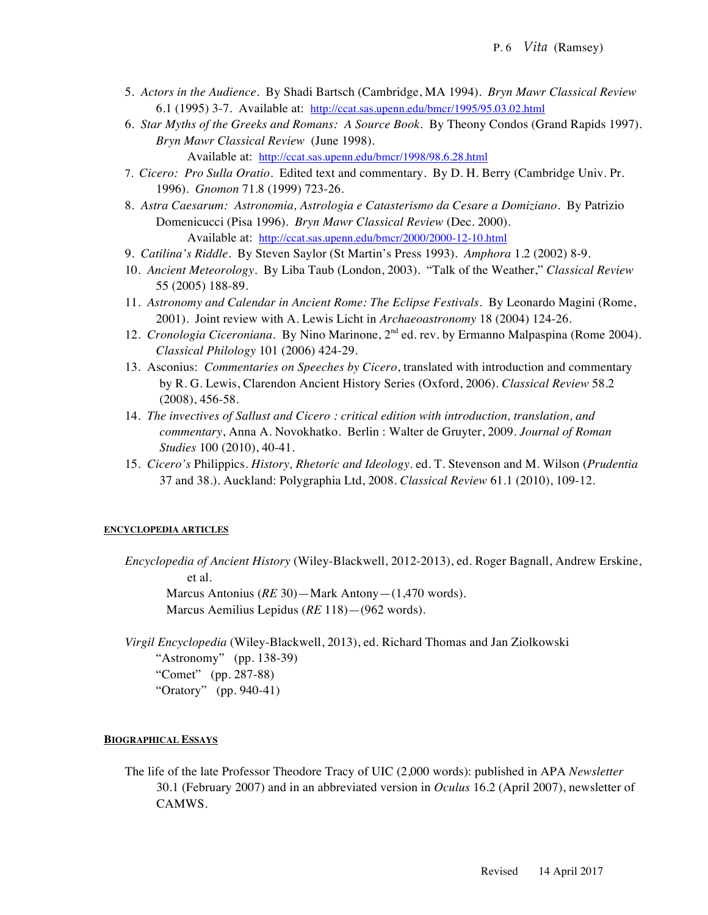5. *Actors in the Audience*. By Shadi Bartsch (Cambridge, MA 1994). *Bryn Mawr Classical Review* 6.1 (1995) 3-7. Available at: http://ccat.sas.upenn.edu/bmcr/1995/95.03.02.html
6. *Star Myths of the Greeks and Romans: A Source Book*. By Theony Condos (Grand Rapids 1997). *Bryn Mawr Classical Review* (June 1998). Available at: http://ccat.sas.upenn.edu/bmcr/1998/98.6.28.html
7. *Cicero: Pro Sulla Oratio*. Edited text and commentary. By D. H. Berry (Cambridge Univ. Pr. 1996). *Gnomon* 71.8 (1999) 723-26.
8. *Astra Caesarum: Astronomia, Astrologia e Catasterismo da Cesare a Domiziano*. By Patrizio Domenicucci (Pisa 1996). *Bryn Mawr Classical Review* (Dec. 2000). Available at: http://ccat.sas.upenn.edu/bmcr/2000/2000-12-10.html
9. *Catilina's Riddle*. By Steven Saylor (St Martin's Press 1993). *Amphora* 1.2 (2002) 8-9.
10. *Ancient Meteorology*. By Liba Taub (London, 2003). "Talk of the Weather," *Classical Review* 55 (2005) 188-89.
11. *Astronomy and Calendar in Ancient Rome: The Eclipse Festivals*. By Leonardo Magini (Rome, 2001). Joint review with A. Lewis Licht in *Archaeoastronomy* 18 (2004) 124-26.
12. *Cronologia Ciceroniana*. By Nino Marinone, 2nd ed. rev. by Ermanno Malpaspina (Rome 2004). *Classical Philology* 101 (2006) 424-29.
13. Asconius: *Commentaries on Speeches by Cicero*, translated with introduction and commentary by R. G. Lewis, Clarendon Ancient History Series (Oxford, 2006). *Classical Review* 58.2 (2008), 456-58.
14. *The invectives of Sallust and Cicero : critical edition with introduction, translation, and commentary*, Anna A. Novokhatko. Berlin : Walter de Gruyter, 2009. *Journal of Roman Studies* 100 (2010), 40-41.
15. *Cicero's* Philippics. *History, Rhetoric and Ideology*. ed. T. Stevenson and M. Wilson (*Prudentia* 37 and 38.). Auckland: Polygraphia Ltd, 2008. *Classical Review* 61.1 (2010), 109-12.

#### ENCYCLOPEDIA ARTICLES

*Encyclopedia of Ancient History* (Wiley-Blackwell, 2012-2013), ed. Roger Bagnall, Andrew Erskine, et al.

Marcus Antonius (*RE* 30)—Mark Antony—(1,470 words).
Marcus Aemilius Lepidus (*RE* 118)—(962 words).

*Virgil Encyclopedia* (Wiley-Blackwell, 2013), ed. Richard Thomas and Jan Ziolkowski

"Astronomy" (pp. 138-39)
"Comet" (pp. 287-88)
"Oratory" (pp. 940-41)

#### BIOGRAPHICAL ESSAYS

The life of the late Professor Theodore Tracy of UIC (2,000 words): published in APA *Newsletter* 30.1 (February 2007) and in an abbreviated version in *Oculus* 16.2 (April 2007), newsletter of CAMWS.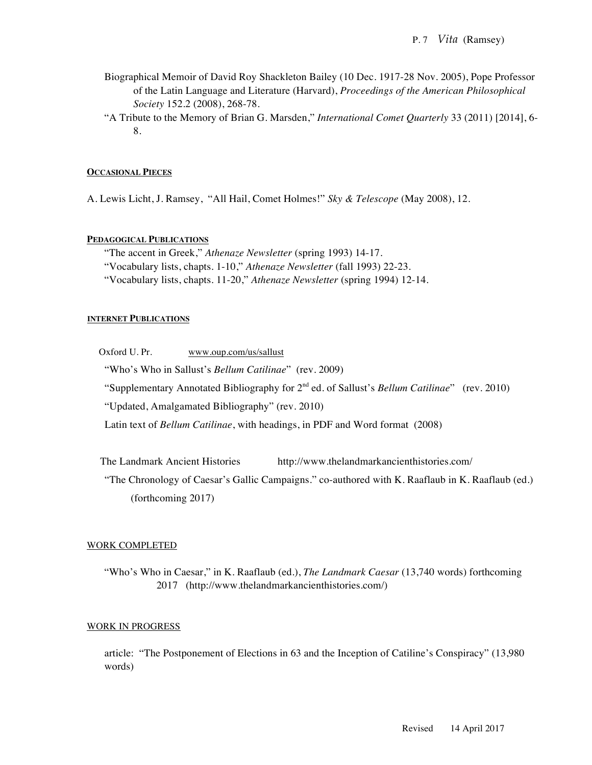Biographical Memoir of David Roy Shackleton Bailey (10 Dec. 1917-28 Nov. 2005), Pope Professor of the Latin Language and Literature (Harvard), *Proceedings of the American Philosophical Society* 152.2 (2008), 268-78.

"A Tribute to the Memory of Brian G. Marsden," *International Comet Quarterly* 33 (2011) [2014], 6-8.

#### OCCASIONAL PIECES

A. Lewis Licht, J. Ramsey, "All Hail, Comet Holmes!" *Sky & Telescope* (May 2008), 12.

#### PEDAGOGICAL PUBLICATIONS

"The accent in Greek," *Athenaze Newsletter* (spring 1993) 14-17.

"Vocabulary lists, chapts. 1-10," *Athenaze Newsletter* (fall 1993) 22-23.

"Vocabulary lists, chapts. 11-20," *Athenaze Newsletter* (spring 1994) 12-14.

#### INTERNET PUBLICATIONS

Oxford U. Pr. www.oup.com/us/sallust

"Who's Who in Sallust's *Bellum Catilinae*" (rev. 2009)

"Supplementary Annotated Bibliography for 2nd ed. of Sallust's *Bellum Catilinae*" (rev. 2010)

"Updated, Amalgamated Bibliography" (rev. 2010)

Latin text of *Bellum Catilinae*, with headings, in PDF and Word format (2008)

The Landmark Ancient Histories http://www.thelandmarkancienthistories.com/

"The Chronology of Caesar's Gallic Campaigns." co-authored with K. Raaflaub in K. Raaflaub (ed.) (forthcoming 2017)

#### WORK COMPLETED

"Who's Who in Caesar," in K. Raaflaub (ed.), *The Landmark Caesar* (13,740 words) forthcoming 2017 (http://www.thelandmarkancienthistories.com/)

#### WORK IN PROGRESS

article: "The Postponement of Elections in 63 and the Inception of Catiline's Conspiracy" (13,980 words)

Revised 14 April 2017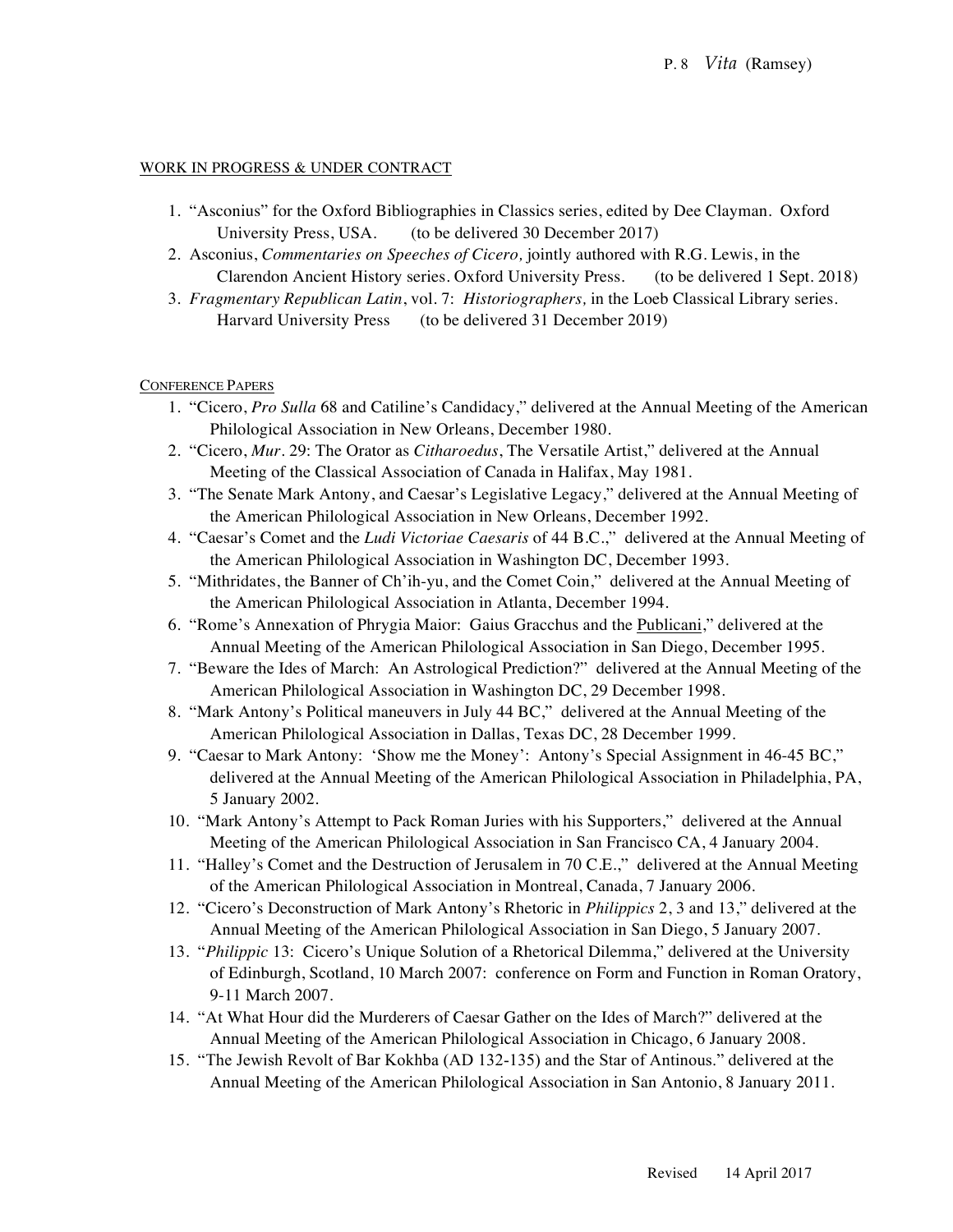WORK IN PROGRESS & UNDER CONTRACT

1. "Asconius" for the Oxford Bibliographies in Classics series, edited by Dee Clayman. Oxford University Press, USA. (to be delivered 30 December 2017)
2. Asconius, *Commentaries on Speeches of Cicero,* jointly authored with R.G. Lewis, in the Clarendon Ancient History series. Oxford University Press. (to be delivered 1 Sept. 2018)
3. *Fragmentary Republican Latin*, vol. 7: *Historiographers,* in the Loeb Classical Library series. Harvard University Press (to be delivered 31 December 2019)

CONFERENCE PAPERS

1. "Cicero, *Pro Sulla* 68 and Catiline's Candidacy," delivered at the Annual Meeting of the American Philological Association in New Orleans, December 1980.
2. "Cicero, *Mur*. 29: The Orator as *Citharoedus*, The Versatile Artist," delivered at the Annual Meeting of the Classical Association of Canada in Halifax, May 1981.
3. "The Senate Mark Antony, and Caesar's Legislative Legacy," delivered at the Annual Meeting of the American Philological Association in New Orleans, December 1992.
4. "Caesar's Comet and the *Ludi Victoriae Caesaris* of 44 B.C.," delivered at the Annual Meeting of the American Philological Association in Washington DC, December 1993.
5. "Mithridates, the Banner of Ch'ih-yu, and the Comet Coin," delivered at the Annual Meeting of the American Philological Association in Atlanta, December 1994.
6. "Rome's Annexation of Phrygia Maior: Gaius Gracchus and the Publicani," delivered at the Annual Meeting of the American Philological Association in San Diego, December 1995.
7. "Beware the Ides of March: An Astrological Prediction?" delivered at the Annual Meeting of the American Philological Association in Washington DC, 29 December 1998.
8. "Mark Antony's Political maneuvers in July 44 BC," delivered at the Annual Meeting of the American Philological Association in Dallas, Texas DC, 28 December 1999.
9. "Caesar to Mark Antony: 'Show me the Money': Antony's Special Assignment in 46-45 BC," delivered at the Annual Meeting of the American Philological Association in Philadelphia, PA, 5 January 2002.
10. "Mark Antony's Attempt to Pack Roman Juries with his Supporters," delivered at the Annual Meeting of the American Philological Association in San Francisco CA, 4 January 2004.
11. "Halley's Comet and the Destruction of Jerusalem in 70 C.E.," delivered at the Annual Meeting of the American Philological Association in Montreal, Canada, 7 January 2006.
12. "Cicero's Deconstruction of Mark Antony's Rhetoric in *Philippics* 2, 3 and 13," delivered at the Annual Meeting of the American Philological Association in San Diego, 5 January 2007.
13. "*Philippic* 13: Cicero's Unique Solution of a Rhetorical Dilemma," delivered at the University of Edinburgh, Scotland, 10 March 2007: conference on Form and Function in Roman Oratory, 9-11 March 2007.
14. "At What Hour did the Murderers of Caesar Gather on the Ides of March?" delivered at the Annual Meeting of the American Philological Association in Chicago, 6 January 2008.
15. "The Jewish Revolt of Bar Kokhba (AD 132-135) and the Star of Antinous." delivered at the Annual Meeting of the American Philological Association in San Antonio, 8 January 2011.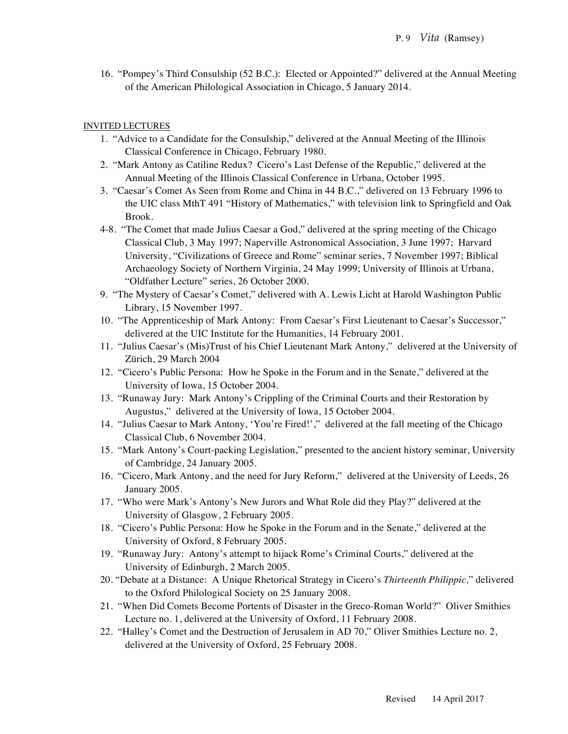16. "Pompey's Third Consulship (52 B.C.): Elected or Appointed?" delivered at the Annual Meeting of the American Philological Association in Chicago, 5 January 2014.

INVITED LECTURES

1. "Advice to a Candidate for the Consulship," delivered at the Annual Meeting of the Illinois Classical Conference in Chicago, February 1980.
2. "Mark Antony as Catiline Redux? Cicero's Last Defense of the Republic," delivered at the Annual Meeting of the Illinois Classical Conference in Urbana, October 1995.
3. "Caesar's Comet As Seen from Rome and China in 44 B.C.," delivered on 13 February 1996 to the UIC class MthT 491 "History of Mathematics," with television link to Springfield and Oak Brook.

4-8. "The Comet that made Julius Caesar a God," delivered at the spring meeting of the Chicago Classical Club, 3 May 1997; Naperville Astronomical Association, 3 June 1997; Harvard University, "Civilizations of Greece and Rome" seminar series, 7 November 1997; Biblical Archaeology Society of Northern Virginia, 24 May 1999; University of Illinois at Urbana, "Oldfather Lecture" series, 26 October 2000.

9. "The Mystery of Caesar's Comet," delivered with A. Lewis Licht at Harold Washington Public Library, 15 November 1997.
10. "The Apprenticeship of Mark Antony: From Caesar's First Lieutenant to Caesar's Successor," delivered at the UIC Institute for the Humanities, 14 February 2001.
11. "Julius Caesar's (Mis)Trust of his Chief Lieutenant Mark Antony," delivered at the University of Zürich, 29 March 2004
12. "Cicero's Public Persona: How he Spoke in the Forum and in the Senate," delivered at the University of Iowa, 15 October 2004.
13. "Runaway Jury: Mark Antony's Crippling of the Criminal Courts and their Restoration by Augustus," delivered at the University of Iowa, 15 October 2004.
14. "Julius Caesar to Mark Antony, 'You're Fired!'," delivered at the fall meeting of the Chicago Classical Club, 6 November 2004.
15. "Mark Antony's Court-packing Legislation," presented to the ancient history seminar, University of Cambridge, 24 January 2005.
16. "Cicero, Mark Antony, and the need for Jury Reform," delivered at the University of Leeds, 26 January 2005.
17. "Who were Mark's Antony's New Jurors and What Role did they Play?" delivered at the University of Glasgow, 2 February 2005.
18. "Cicero's Public Persona: How he Spoke in the Forum and in the Senate," delivered at the University of Oxford, 8 February 2005.
19. "Runaway Jury: Antony's attempt to hijack Rome's Criminal Courts," delivered at the University of Edinburgh, 2 March 2005.
20. "Debate at a Distance: A Unique Rhetorical Strategy in Cicero's *Thirteenth Philippic,*" delivered to the Oxford Philological Society on 25 January 2008.
21. "When Did Comets Become Portents of Disaster in the Greco-Roman World?" Oliver Smithies Lecture no. 1, delivered at the University of Oxford, 11 February 2008.
22. "Halley's Comet and the Destruction of Jerusalem in AD 70," Oliver Smithies Lecture no. 2, delivered at the University of Oxford, 25 February 2008.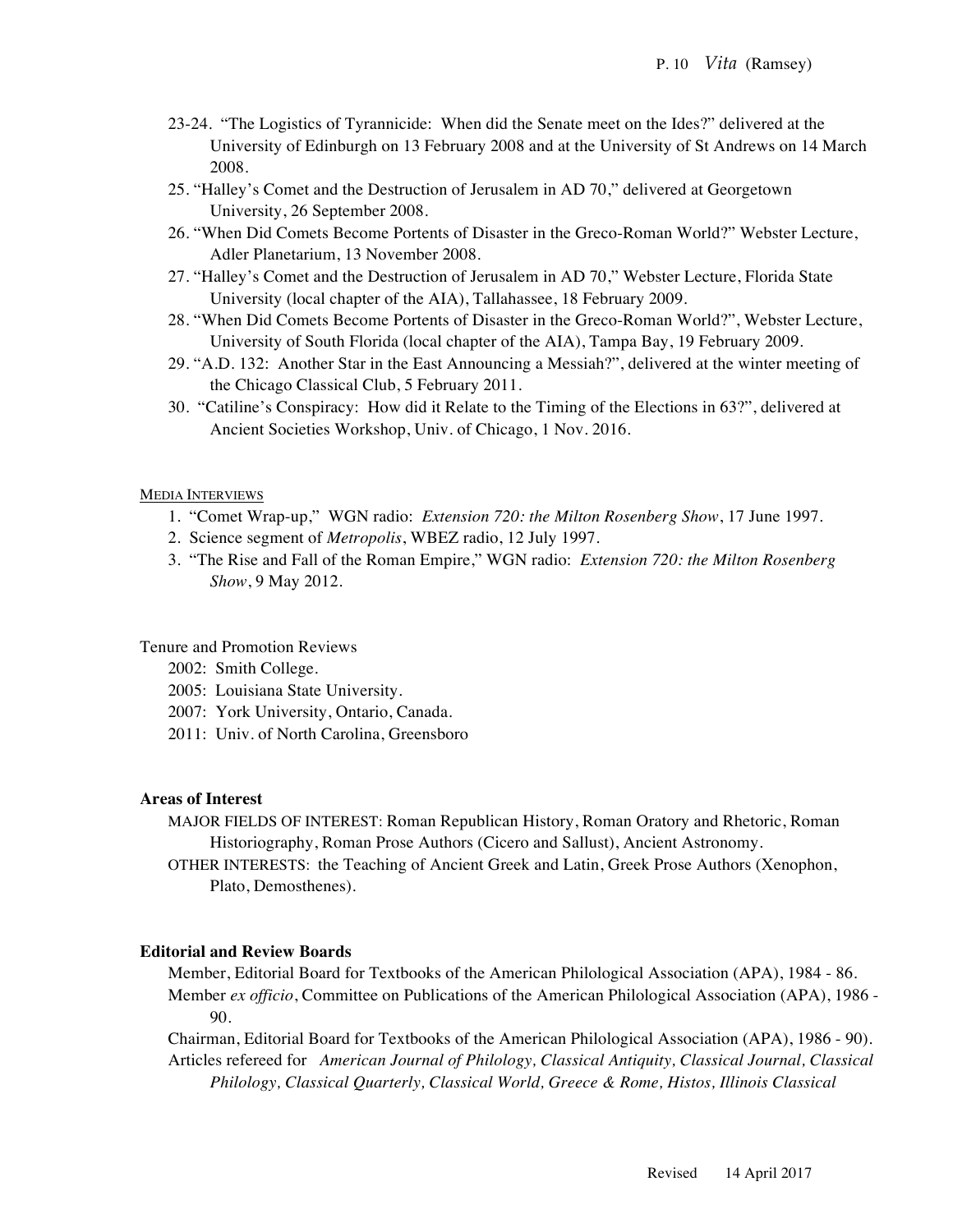23-24. "The Logistics of Tyrannicide: When did the Senate meet on the Ides?" delivered at the University of Edinburgh on 13 February 2008 and at the University of St Andrews on 14 March 2008.

25. "Halley's Comet and the Destruction of Jerusalem in AD 70," delivered at Georgetown University, 26 September 2008.

26. "When Did Comets Become Portents of Disaster in the Greco-Roman World?" Webster Lecture, Adler Planetarium, 13 November 2008.

27. "Halley's Comet and the Destruction of Jerusalem in AD 70," Webster Lecture, Florida State University (local chapter of the AIA), Tallahassee, 18 February 2009.

28. "When Did Comets Become Portents of Disaster in the Greco-Roman World?", Webster Lecture, University of South Florida (local chapter of the AIA), Tampa Bay, 19 February 2009.

29. "A.D. 132: Another Star in the East Announcing a Messiah?", delivered at the winter meeting of the Chicago Classical Club, 5 February 2011.

30. "Catiline's Conspiracy: How did it Relate to the Timing of the Elections in 63?", delivered at Ancient Societies Workshop, Univ. of Chicago, 1 Nov. 2016.

MEDIA INTERVIEWS

1. "Comet Wrap-up," WGN radio: *Extension 720: the Milton Rosenberg Show*, 17 June 1997.
2. Science segment of *Metropolis*, WBEZ radio, 12 July 1997.
3. "The Rise and Fall of the Roman Empire," WGN radio: *Extension 720: the Milton Rosenberg Show*, 9 May 2012.

Tenure and Promotion Reviews

2002: Smith College.
2005: Louisiana State University.
2007: York University, Ontario, Canada.
2011: Univ. of North Carolina, Greensboro

**Areas of Interest**

MAJOR FIELDS OF INTEREST: Roman Republican History, Roman Oratory and Rhetoric, Roman Historiography, Roman Prose Authors (Cicero and Sallust), Ancient Astronomy.

OTHER INTERESTS: the Teaching of Ancient Greek and Latin, Greek Prose Authors (Xenophon, Plato, Demosthenes).

**Editorial and Review Boards**

Member, Editorial Board for Textbooks of the American Philological Association (APA), 1984 - 86.

Member *ex officio*, Committee on Publications of the American Philological Association (APA), 1986 - 90.

Chairman, Editorial Board for Textbooks of the American Philological Association (APA), 1986 - 90).

Articles refereed for *American Journal of Philology, Classical Antiquity, Classical Journal, Classical Philology, Classical Quarterly, Classical World, Greece & Rome, Histos, Illinois Classical*

Revised 14 April 2017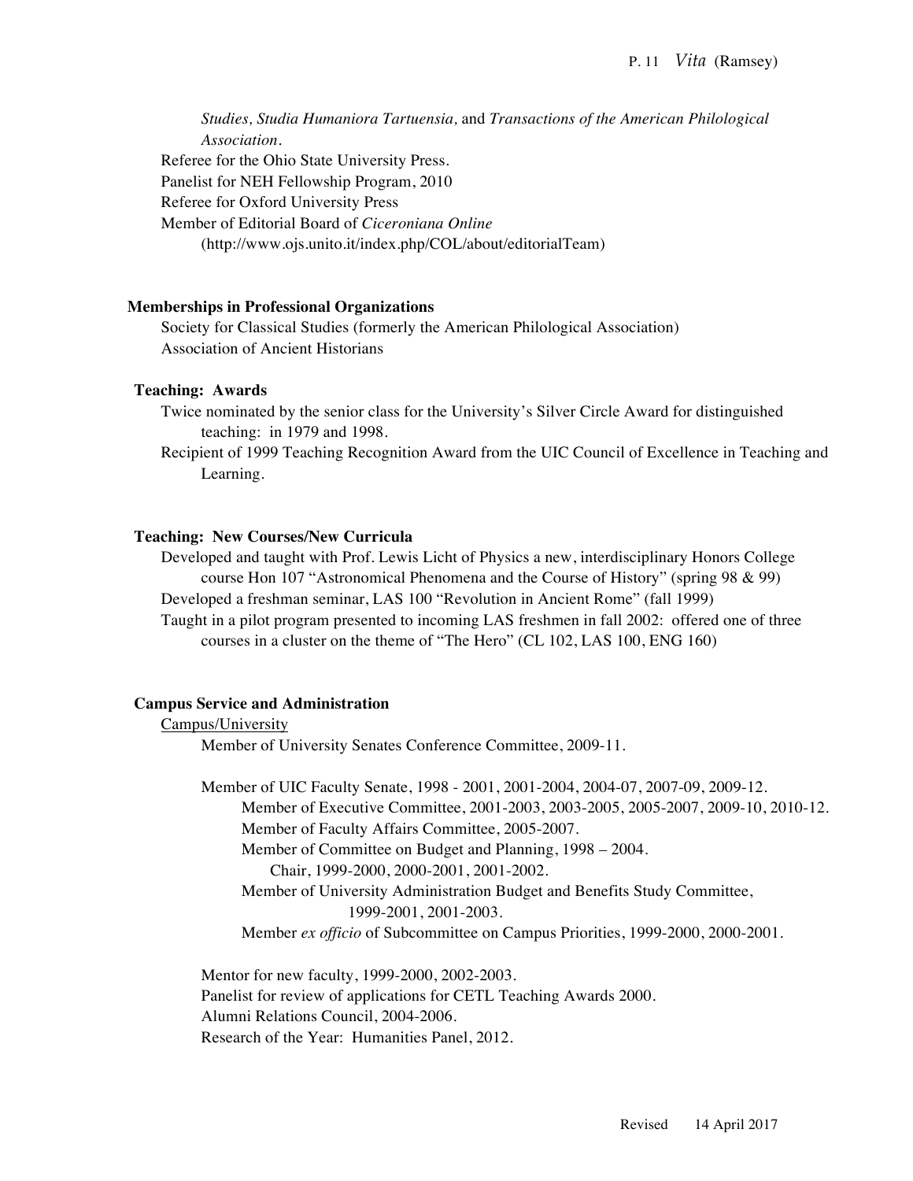*Studies, Studia Humaniora Tartuensia,* and *Transactions of the American Philological Association*.

Referee for the Ohio State University Press.
Panelist for NEH Fellowship Program, 2010
Referee for Oxford University Press
Member of Editorial Board of *Ciceroniana Online*
(http://www.ojs.unito.it/index.php/COL/about/editorialTeam)

**Memberships in Professional Organizations**

Society for Classical Studies (formerly the American Philological Association)
Association of Ancient Historians

**Teaching: Awards**

Twice nominated by the senior class for the University's Silver Circle Award for distinguished teaching: in 1979 and 1998.

Recipient of 1999 Teaching Recognition Award from the UIC Council of Excellence in Teaching and Learning.

**Teaching: New Courses/New Curricula**

Developed and taught with Prof. Lewis Licht of Physics a new, interdisciplinary Honors College course Hon 107 "Astronomical Phenomena and the Course of History" (spring 98 & 99)

Developed a freshman seminar, LAS 100 "Revolution in Ancient Rome" (fall 1999)

Taught in a pilot program presented to incoming LAS freshmen in fall 2002: offered one of three courses in a cluster on the theme of "The Hero" (CL 102, LAS 100, ENG 160)

**Campus Service and Administration**

Campus/University

Member of University Senates Conference Committee, 2009-11.

Member of UIC Faculty Senate, 1998 - 2001, 2001-2004, 2004-07, 2007-09, 2009-12.
- Member of Executive Committee, 2001-2003, 2003-2005, 2005-2007, 2009-10, 2010-12.
- Member of Faculty Affairs Committee, 2005-2007.
- Member of Committee on Budget and Planning, 1998 – 2004.
  - Chair, 1999-2000, 2000-2001, 2001-2002.
- Member of University Administration Budget and Benefits Study Committee, 1999-2001, 2001-2003.
- Member *ex officio* of Subcommittee on Campus Priorities, 1999-2000, 2000-2001.

Mentor for new faculty, 1999-2000, 2002-2003.
Panelist for review of applications for CETL Teaching Awards 2000.
Alumni Relations Council, 2004-2006.
Research of the Year: Humanities Panel, 2012.

Revised 14 April 2017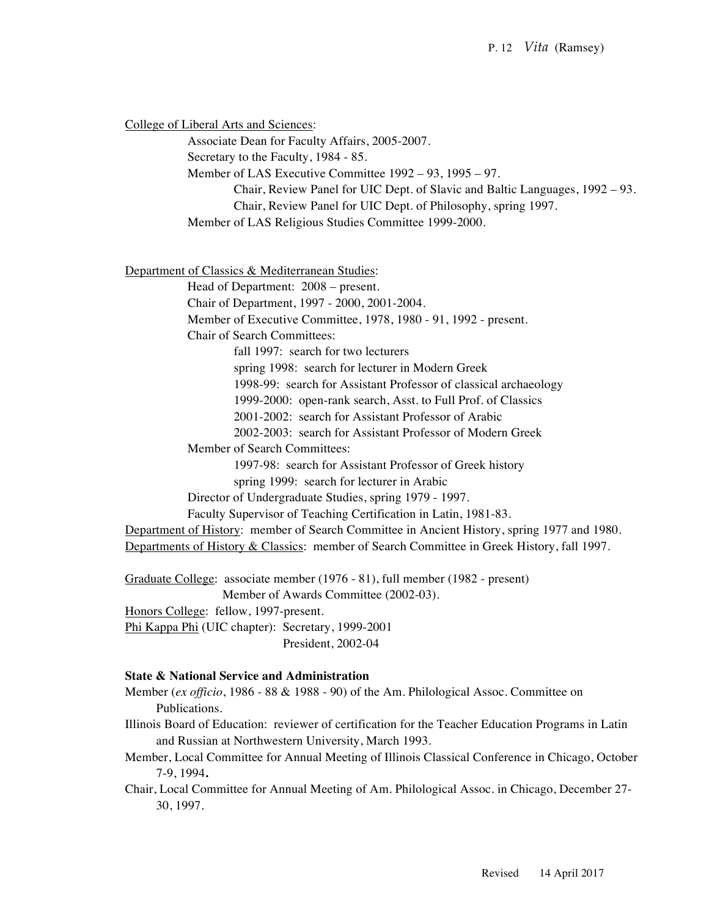<u>College of Liberal Arts and Sciences</u>:

- Associate Dean for Faculty Affairs, 2005-2007.
- Secretary to the Faculty, 1984 - 85.
- Member of LAS Executive Committee 1992 – 93, 1995 – 97.
  - Chair, Review Panel for UIC Dept. of Slavic and Baltic Languages, 1992 – 93.
  - Chair, Review Panel for UIC Dept. of Philosophy, spring 1997.
- Member of LAS Religious Studies Committee 1999-2000.

<u>Department of Classics & Mediterranean Studies</u>:

- Head of Department: 2008 – present.
- Chair of Department, 1997 - 2000, 2001-2004.
- Member of Executive Committee, 1978, 1980 - 91, 1992 - present.
- Chair of Search Committees:
  - fall 1997: search for two lecturers
  - spring 1998: search for lecturer in Modern Greek
  - 1998-99: search for Assistant Professor of classical archaeology
  - 1999-2000: open-rank search, Asst. to Full Prof. of Classics
  - 2001-2002: search for Assistant Professor of Arabic
  - 2002-2003: search for Assistant Professor of Modern Greek
- Member of Search Committees:
  - 1997-98: search for Assistant Professor of Greek history
  - spring 1999: search for lecturer in Arabic
- Director of Undergraduate Studies, spring 1979 - 1997.
- Faculty Supervisor of Teaching Certification in Latin, 1981-83.

<u>Department of History</u>: member of Search Committee in Ancient History, spring 1977 and 1980.

<u>Departments of History & Classics</u>: member of Search Committee in Greek History, fall 1997.

<u>Graduate College</u>: associate member (1976 - 81), full member (1982 - present)
Member of Awards Committee (2002-03).

<u>Honors College</u>: fellow, 1997-present.

<u>Phi Kappa Phi</u> (UIC chapter): Secretary, 1999-2001
President, 2002-04

**State & National Service and Administration**

Member (*ex officio*, 1986 - 88 & 1988 - 90) of the Am. Philological Assoc. Committee on Publications.

Illinois Board of Education: reviewer of certification for the Teacher Education Programs in Latin and Russian at Northwestern University, March 1993.

Member, Local Committee for Annual Meeting of Illinois Classical Conference in Chicago, October 7-9, 1994**.**

Chair, Local Committee for Annual Meeting of Am. Philological Assoc. in Chicago, December 27-30, 1997.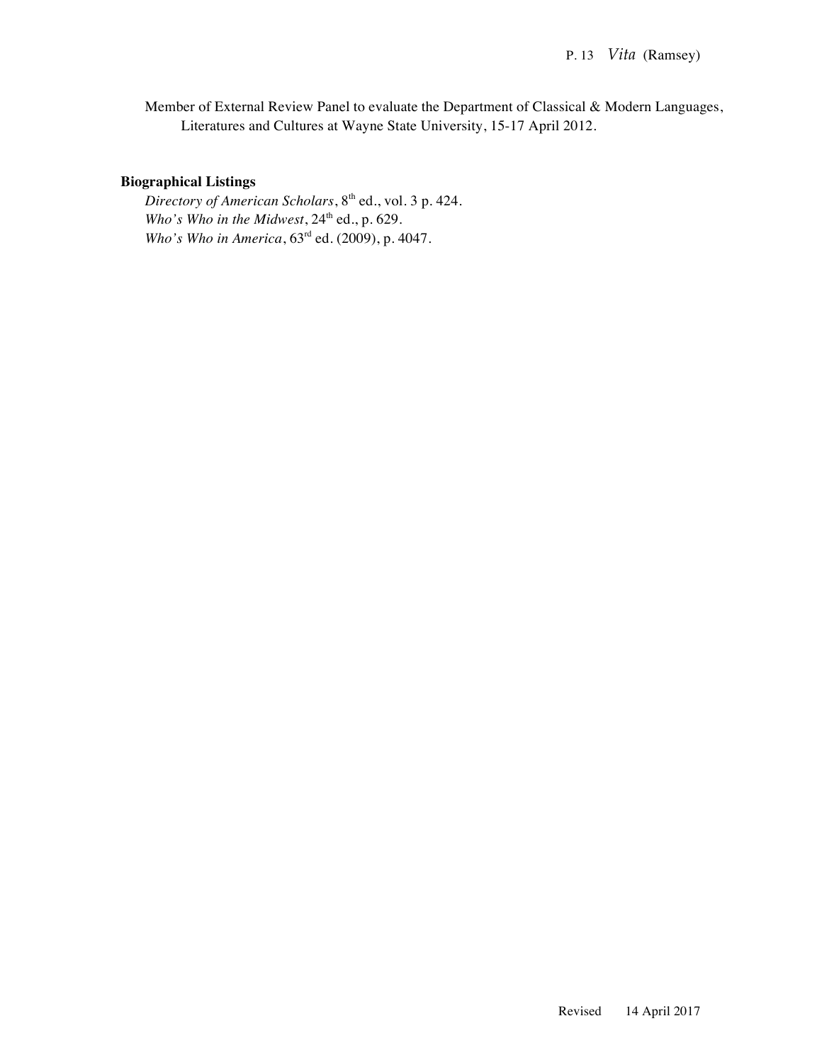Member of External Review Panel to evaluate the Department of Classical & Modern Languages, Literatures and Cultures at Wayne State University, 15-17 April 2012.

**Biographical Listings**

*Directory of American Scholars*, 8th ed., vol. 3 p. 424.
*Who's Who in the Midwest*, 24th ed., p. 629.
*Who's Who in America*, 63rd ed. (2009), p. 4047.

Revised 14 April 2017